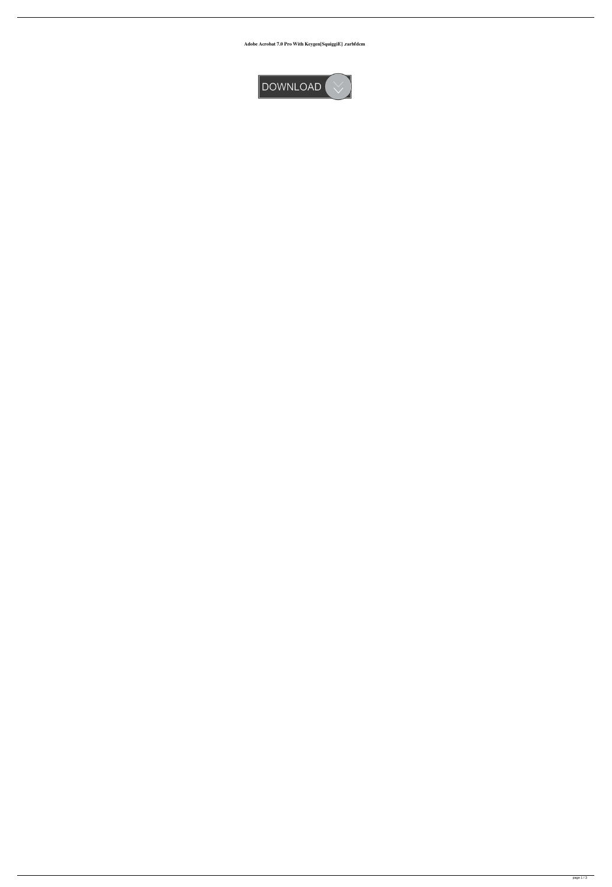**Adobe Acrobat 7.0 Pro With Keygen[SquiggiE] .rarbfdcm**

DOWNLOAD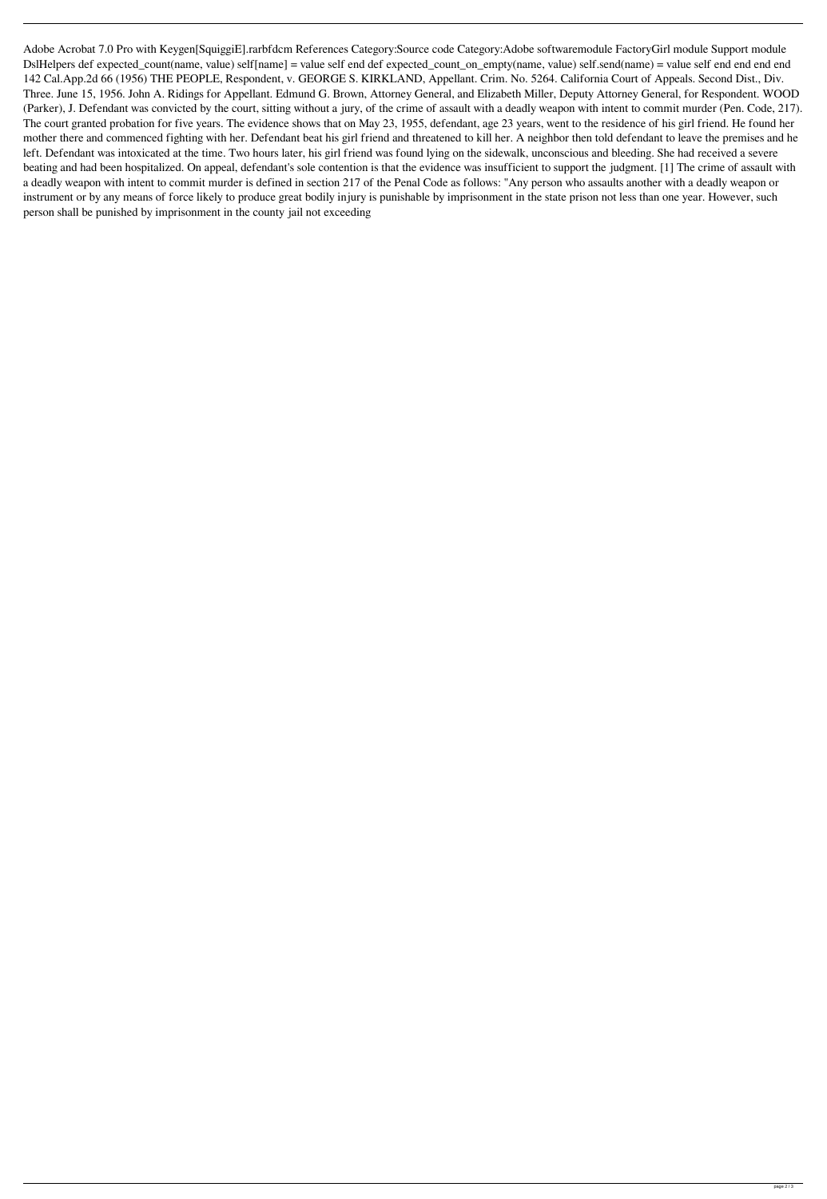Adobe Acrobat 7.0 Pro with Keygen[SquiggiE].rarbfdcm References Category:Source code Category:Adobe softwaremodule FactoryGirl module Support module DslHelpers def expected_count(name, value) self[name] = value self end def expected_count_on_empty(name, value) self.send(name) = value self end end end end 142 Cal.App.2d 66 (1956) THE PEOPLE, Respondent, v. GEORGE S. KIRKLAND, Appellant. Crim. No. 5264. California Court of Appeals. Second Dist., Div. Three. June 15, 1956. John A. Ridings for Appellant. Edmund G. Brown, Attorney General, and Elizabeth Miller, Deputy Attorney General, for Respondent. WOOD (Parker), J. Defendant was convicted by the court, sitting without a jury, of the crime of assault with a deadly weapon with intent to commit murder (Pen. Code, 217). The court granted probation for five years. The evidence shows that on May 23, 1955, defendant, age 23 years, went to the residence of his girl friend. He found her mother there and commenced fighting with her. Defendant beat his girl friend and threatened to kill her. A neighbor then told defendant to leave the premises and he left. Defendant was intoxicated at the time. Two hours later, his girl friend was found lying on the sidewalk, unconscious and bleeding. She had received a severe beating and had been hospitalized. On appeal, defendant's sole contention is that the evidence was insufficient to support the judgment. [1] The crime of assault with a deadly weapon with intent to commit murder is defined in section 217 of the Penal Code as follows: "Any person who assaults another with a deadly weapon or instrument or by any means of force likely to produce great bodily injury is punishable by imprisonment in the state prison not less than one year. However, such person shall be punished by imprisonment in the county jail not exceeding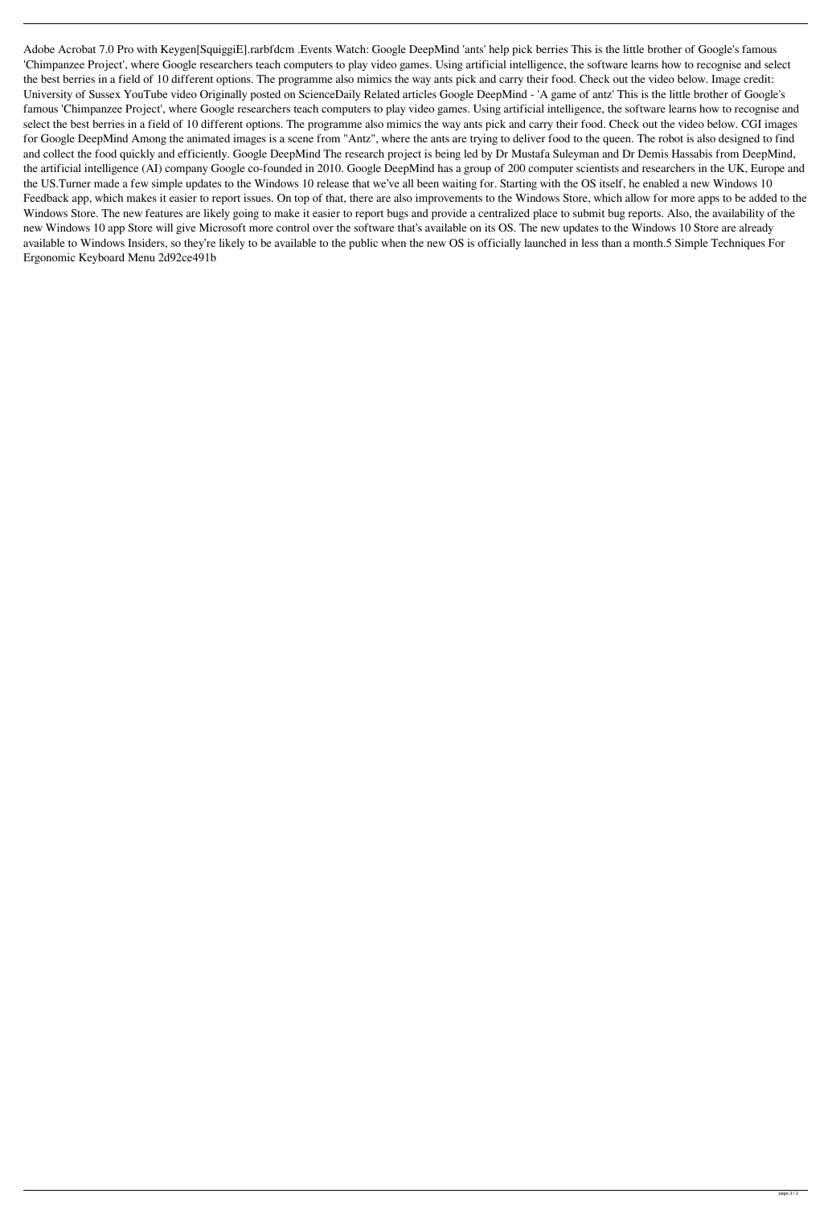Adobe Acrobat 7.0 Pro with Keygen[SquiggiE].rarbfdcm .Events Watch: Google DeepMind 'ants' help pick berries This is the little brother of Google's famous 'Chimpanzee Project', where Google researchers teach computers to play video games. Using artificial intelligence, the software learns how to recognise and select the best berries in a field of 10 different options. The programme also mimics the way ants pick and carry their food. Check out the video below. Image credit: University of Sussex YouTube video Originally posted on ScienceDaily Related articles Google DeepMind - 'A game of antz' This is the little brother of Google's famous 'Chimpanzee Project', where Google researchers teach computers to play video games. Using artificial intelligence, the software learns how to recognise and select the best berries in a field of 10 different options. The programme also mimics the way ants pick and carry their food. Check out the video below. CGI images for Google DeepMind Among the animated images is a scene from "Antz", where the ants are trying to deliver food to the queen. The robot is also designed to find and collect the food quickly and efficiently. Google DeepMind The research project is being led by Dr Mustafa Suleyman and Dr Demis Hassabis from DeepMind, the artificial intelligence (AI) company Google co-founded in 2010. Google DeepMind has a group of 200 computer scientists and researchers in the UK, Europe and the US.Turner made a few simple updates to the Windows 10 release that we've all been waiting for. Starting with the OS itself, he enabled a new Windows 10 Feedback app, which makes it easier to report issues. On top of that, there are also improvements to the Windows Store, which allow for more apps to be added to the Windows Store. The new features are likely going to make it easier to report bugs and provide a centralized place to submit bug reports. Also, the availability of the new Windows 10 app Store will give Microsoft more control over the software that's available on its OS. The new updates to the Windows 10 Store are already available to Windows Insiders, so they're likely to be available to the public when the new OS is officially launched in less than a month.5 Simple Techniques For Ergonomic Keyboard Menu 2d92ce491b